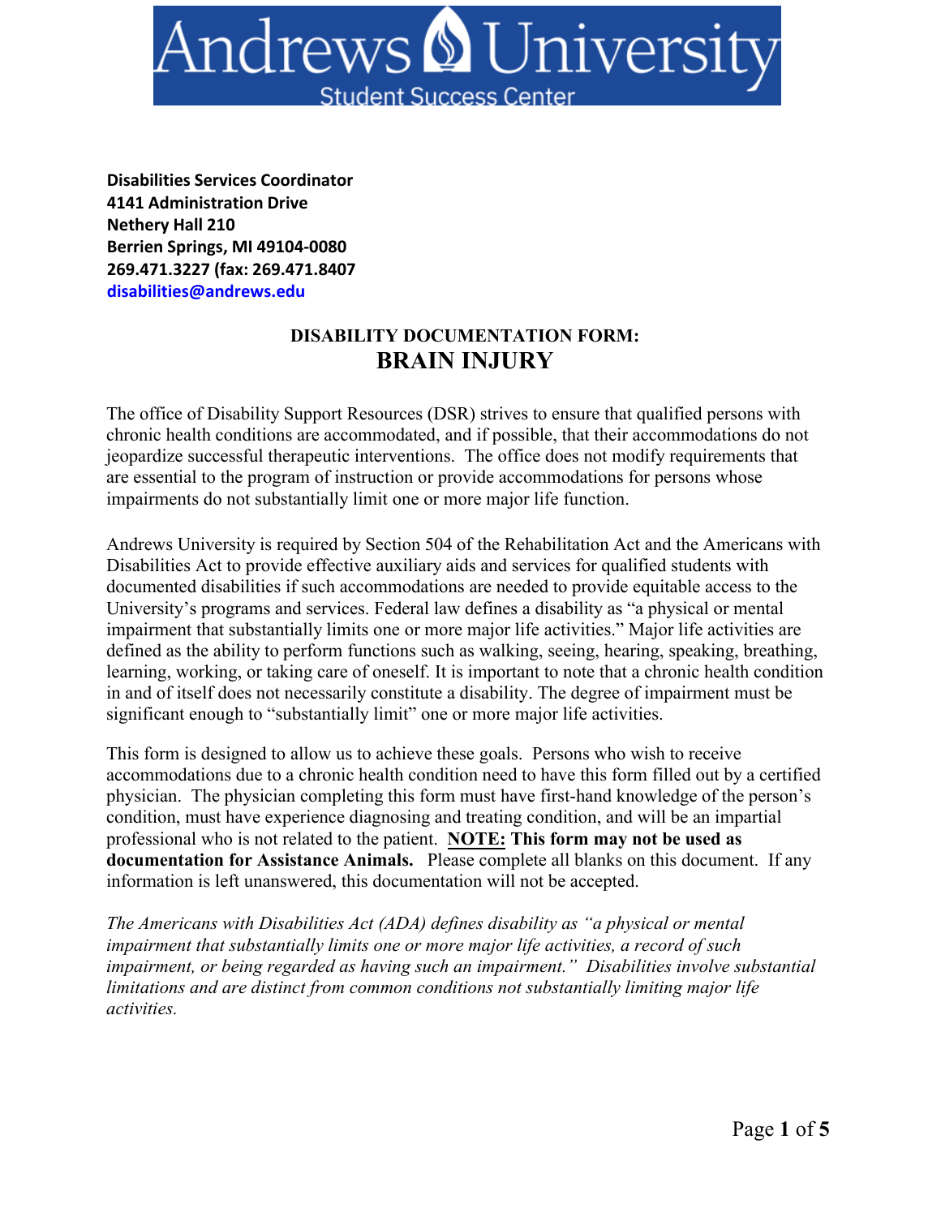# Andrews University

Student Success Center

**Disabilities Services Coordinator**
**4141 Administration Drive**
**Nethery Hall 210**
**Berrien Springs, MI 49104-0080**
**269.471.3227 (fax: 269.471.8407**
**disabilities@andrews.edu**

## DISABILITY DOCUMENTATION FORM:
## BRAIN INJURY

The office of Disability Support Resources (DSR) strives to ensure that qualified persons with chronic health conditions are accommodated, and if possible, that their accommodations do not jeopardize successful therapeutic interventions. The office does not modify requirements that are essential to the program of instruction or provide accommodations for persons whose impairments do not substantially limit one or more major life function.

Andrews University is required by Section 504 of the Rehabilitation Act and the Americans with Disabilities Act to provide effective auxiliary aids and services for qualified students with documented disabilities if such accommodations are needed to provide equitable access to the University's programs and services. Federal law defines a disability as "a physical or mental impairment that substantially limits one or more major life activities." Major life activities are defined as the ability to perform functions such as walking, seeing, hearing, speaking, breathing, learning, working, or taking care of oneself. It is important to note that a chronic health condition in and of itself does not necessarily constitute a disability. The degree of impairment must be significant enough to "substantially limit" one or more major life activities.

This form is designed to allow us to achieve these goals. Persons who wish to receive accommodations due to a chronic health condition need to have this form filled out by a certified physician. The physician completing this form must have first-hand knowledge of the person's condition, must have experience diagnosing and treating condition, and will be an impartial professional who is not related to the patient. **<u>NOTE:</u> This form may not be used as documentation for Assistance Animals.** Please complete all blanks on this document. If any information is left unanswered, this documentation will not be accepted.

*The Americans with Disabilities Act (ADA) defines disability as "a physical or mental impairment that substantially limits one or more major life activities, a record of such impairment, or being regarded as having such an impairment." Disabilities involve substantial limitations and are distinct from common conditions not substantially limiting major life activities.*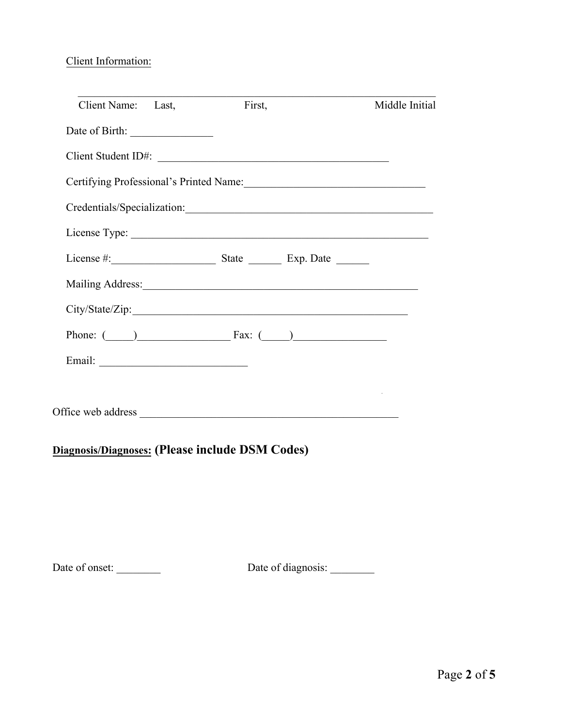Client Information:

\_\_\_\_\_\_\_\_\_\_\_\_\_\_\_\_\_\_\_\_\_\_\_\_\_\_\_\_\_\_\_\_\_\_\_\_\_\_\_\_\_\_\_\_\_\_\_\_\_\_\_\_\_\_\_\_\_\_\_\_\_\_\_\_

Client Name: Last, First, Middle Initial

Date of Birth: _______________

Client Student ID#: ___________________________________________

Certifying Professional's Printed Name:_________________________________

Credentials/Specialization:______________________________________________

License Type: ________________________________________________________

License #:___________________ State ______ Exp. Date ______

Mailing Address:___________________________________________________

City/State/Zip:____________________________________________________

Phone: (_____)_________________ Fax: (_____)_________________

Email: ___________________________

Office web address ________________________________________________

**Diagnosis/Diagnoses: (Please include DSM Codes)**

Date of onset: ________ Date of diagnosis: ________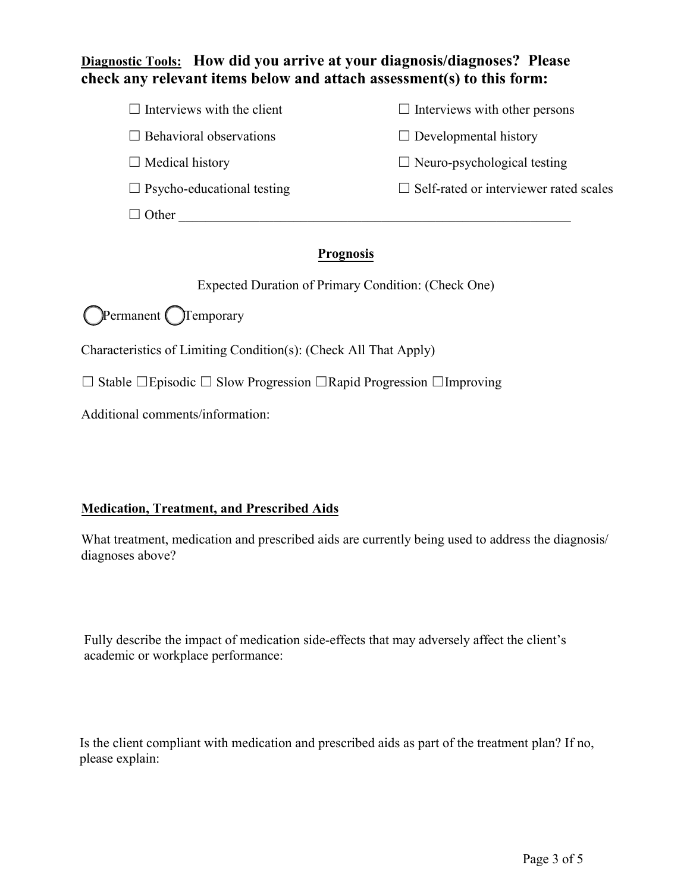**Diagnostic Tools:** **How did you arrive at your diagnosis/diagnoses? Please check any relevant items below and attach assessment(s) to this form:**

☐ Interviews with the client

☐ Interviews with other persons

☐ Behavioral observations

☐ Developmental history

☐ Medical history

☐ Neuro-psychological testing

☐ Psycho-educational testing

☐ Self-rated or interviewer rated scales

☐ Other ____________________________________________________________

## Prognosis

Expected Duration of Primary Condition: (Check One)

◯ Permanent ◯ Temporary

Characteristics of Limiting Condition(s): (Check All That Apply)

☐ Stable ☐ Episodic ☐ Slow Progression ☐ Rapid Progression ☐ Improving

Additional comments/information:

## Medication, Treatment, and Prescribed Aids

What treatment, medication and prescribed aids are currently being used to address the diagnosis/ diagnoses above?

Fully describe the impact of medication side-effects that may adversely affect the client's academic or workplace performance:

Is the client compliant with medication and prescribed aids as part of the treatment plan? If no, please explain: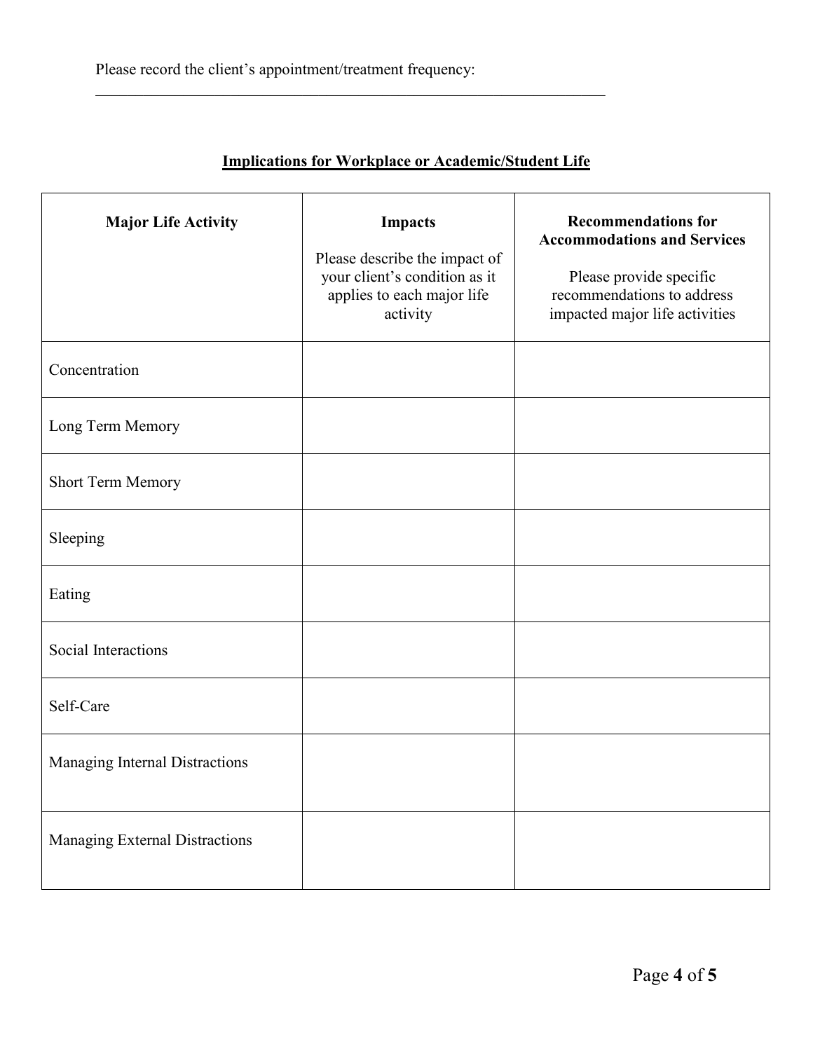Please record the client's appointment/treatment frequency:

______________________________________________________________________

**Implications for Workplace or Academic/Student Life**

| **Major Life Activity** | **Impacts**<br><br>Please describe the impact of your client's condition as it applies to each major life activity | **Recommendations for Accommodations and Services**<br><br>Please provide specific recommendations to address impacted major life activities |
|---|---|---|
| Concentration | | |
| Long Term Memory | | |
| Short Term Memory | | |
| Sleeping | | |
| Eating | | |
| Social Interactions | | |
| Self-Care | | |
| Managing Internal Distractions | | |
| Managing External Distractions | | |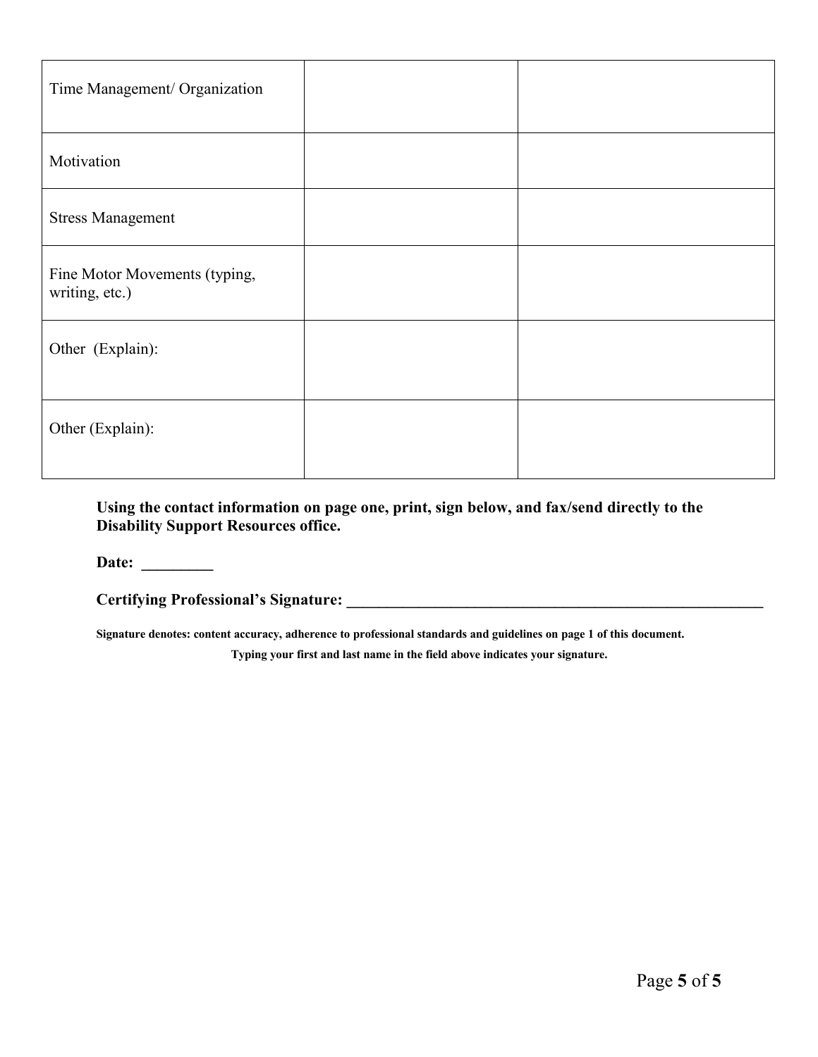| | | |
|---|---|---|
| Time Management/ Organization | | |
| Motivation | | |
| Stress Management | | |
| Fine Motor Movements (typing, writing, etc.) | | |
| Other (Explain): | | |
| Other (Explain): | | |

**Using the contact information on page one, print, sign below, and fax/send directly to the Disability Support Resources office.**

**Date: _________**

**Certifying Professional's Signature: ________________________________________________________**

**Signature denotes: content accuracy, adherence to professional standards and guidelines on page 1 of this document.**

**Typing your first and last name in the field above indicates your signature.**